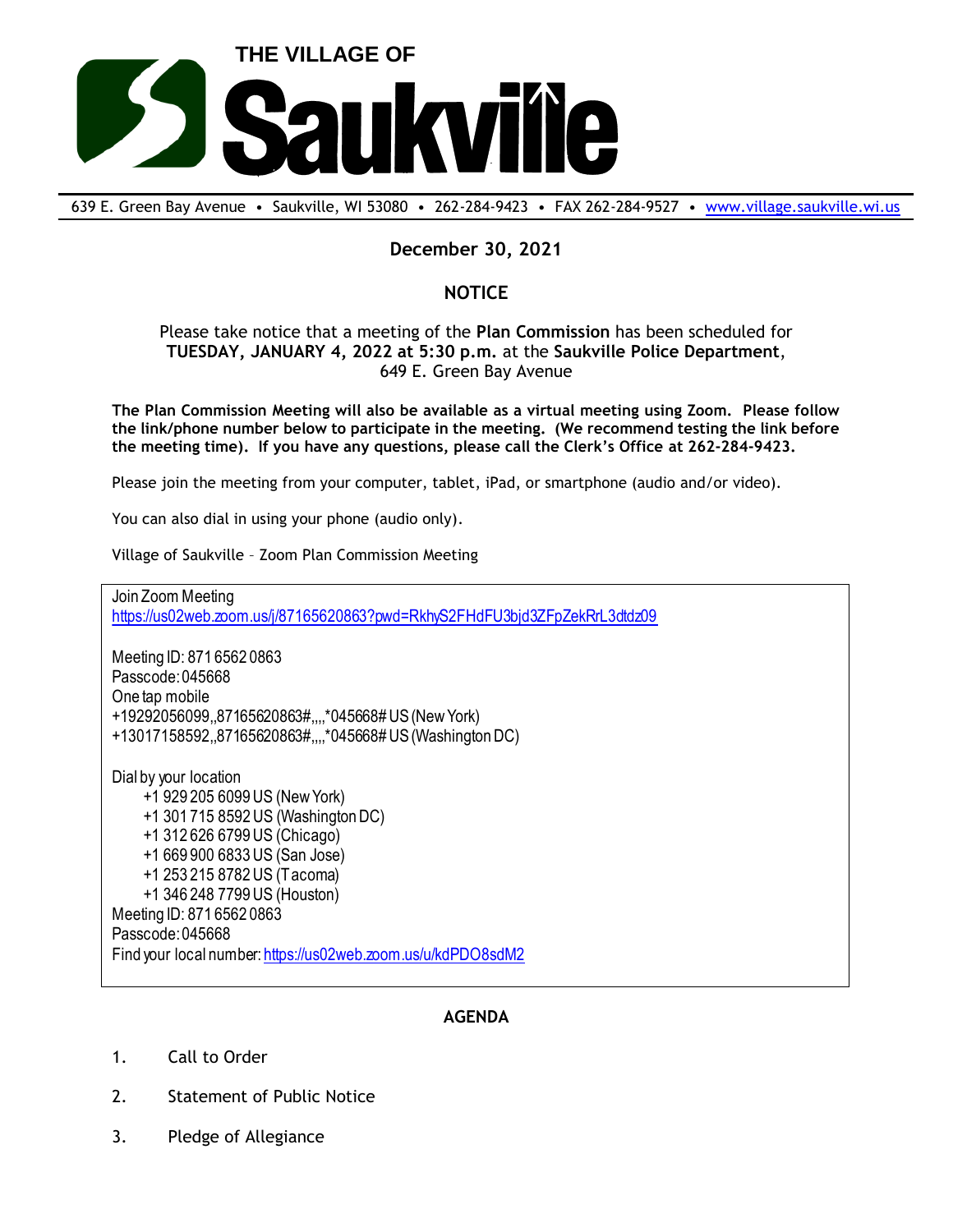# THE VILLAGE OF Saukville

639 E. Green Bay Avenue • Saukville, WI 53080 • 262-284-9423 • FAX 262-284-9527 • www.village.saukville.wi.us

**December 30, 2021**

**NOTICE**

Please take notice that a meeting of the **Plan Commission** has been scheduled for **TUESDAY, JANUARY 4, 2022 at 5:30 p.m.** at the **Saukville Police Department**, 649 E. Green Bay Avenue

**The Plan Commission Meeting will also be available as a virtual meeting using Zoom. Please follow the link/phone number below to participate in the meeting. (We recommend testing the link before the meeting time). If you have any questions, please call the Clerk's Office at 262-284-9423.**

Please join the meeting from your computer, tablet, iPad, or smartphone (audio and/or video).

You can also dial in using your phone (audio only).

Village of Saukville – Zoom Plan Commission Meeting

Join Zoom Meeting
https://us02web.zoom.us/j/87165620863?pwd=RkhyS2FHdFU3bjd3ZFpZekRrL3dtdz09

Meeting ID: 871 6562 0863
Passcode: 045668
One tap mobile
+19292056099,,87165620863#,,,,*045668# US (New York)
+13017158592,,87165620863#,,,,*045668# US (Washington DC)

Dial by your location
- +1 929 205 6099 US (New York)
- +1 301 715 8592 US (Washington DC)
- +1 312 626 6799 US (Chicago)
- +1 669 900 6833 US (San Jose)
- +1 253 215 8782 US (Tacoma)
- +1 346 248 7799 US (Houston)

Meeting ID: 871 6562 0863
Passcode: 045668
Find your local number: https://us02web.zoom.us/u/kdPDO8sdM2

**AGENDA**

1. Call to Order
2. Statement of Public Notice
3. Pledge of Allegiance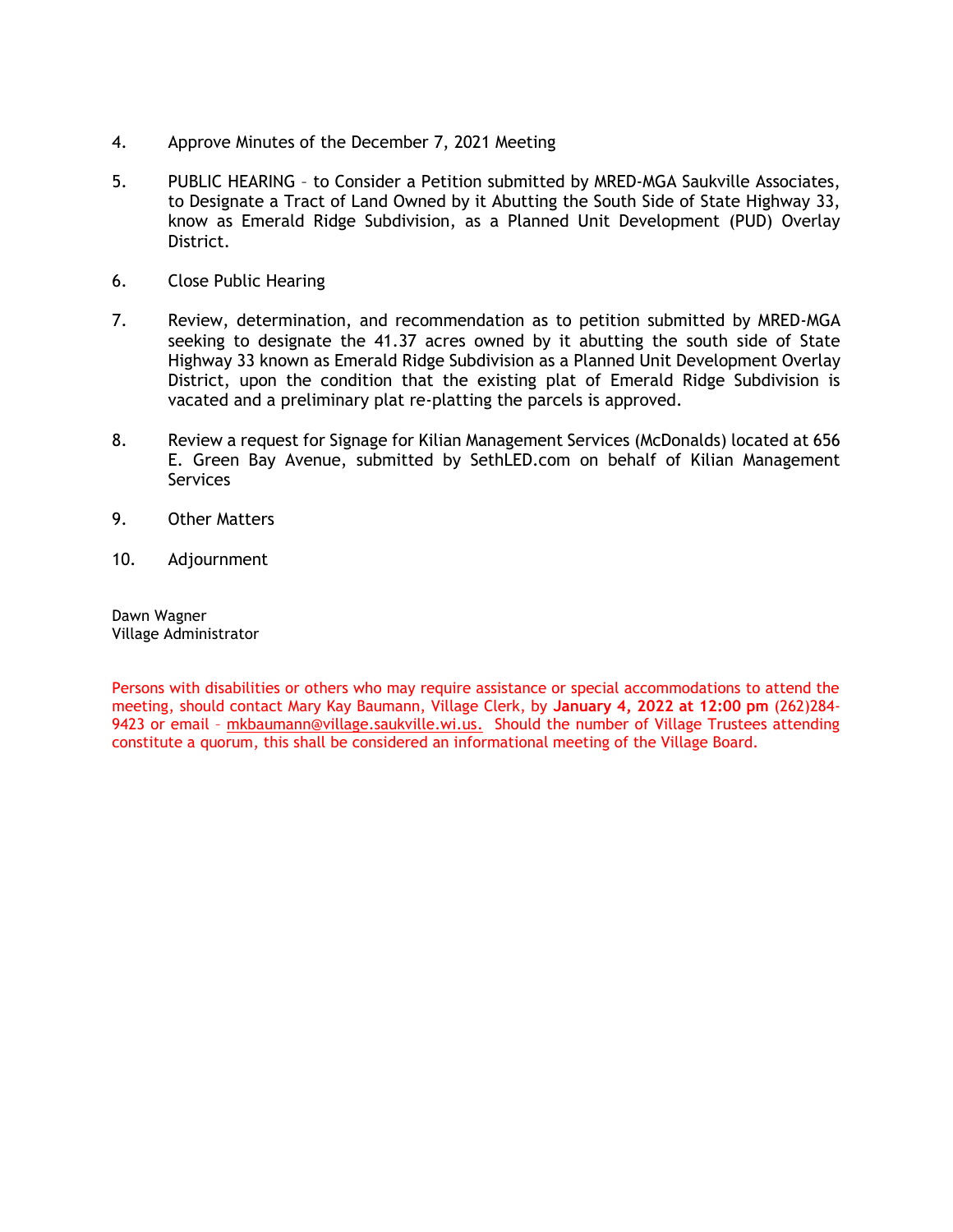4. Approve Minutes of the December 7, 2021 Meeting

5. PUBLIC HEARING – to Consider a Petition submitted by MRED-MGA Saukville Associates, to Designate a Tract of Land Owned by it Abutting the South Side of State Highway 33, know as Emerald Ridge Subdivision, as a Planned Unit Development (PUD) Overlay District.

6. Close Public Hearing

7. Review, determination, and recommendation as to petition submitted by MRED-MGA seeking to designate the 41.37 acres owned by it abutting the south side of State Highway 33 known as Emerald Ridge Subdivision as a Planned Unit Development Overlay District, upon the condition that the existing plat of Emerald Ridge Subdivision is vacated and a preliminary plat re-platting the parcels is approved.

8. Review a request for Signage for Kilian Management Services (McDonalds) located at 656 E. Green Bay Avenue, submitted by SethLED.com on behalf of Kilian Management Services

9. Other Matters

10. Adjournment

Dawn Wagner
Village Administrator

Persons with disabilities or others who may require assistance or special accommodations to attend the meeting, should contact Mary Kay Baumann, Village Clerk, by **January 4, 2022 at 12:00 pm** (262)284-9423 or email – mkbaumann@village.saukville.wi.us. Should the number of Village Trustees attending constitute a quorum, this shall be considered an informational meeting of the Village Board.